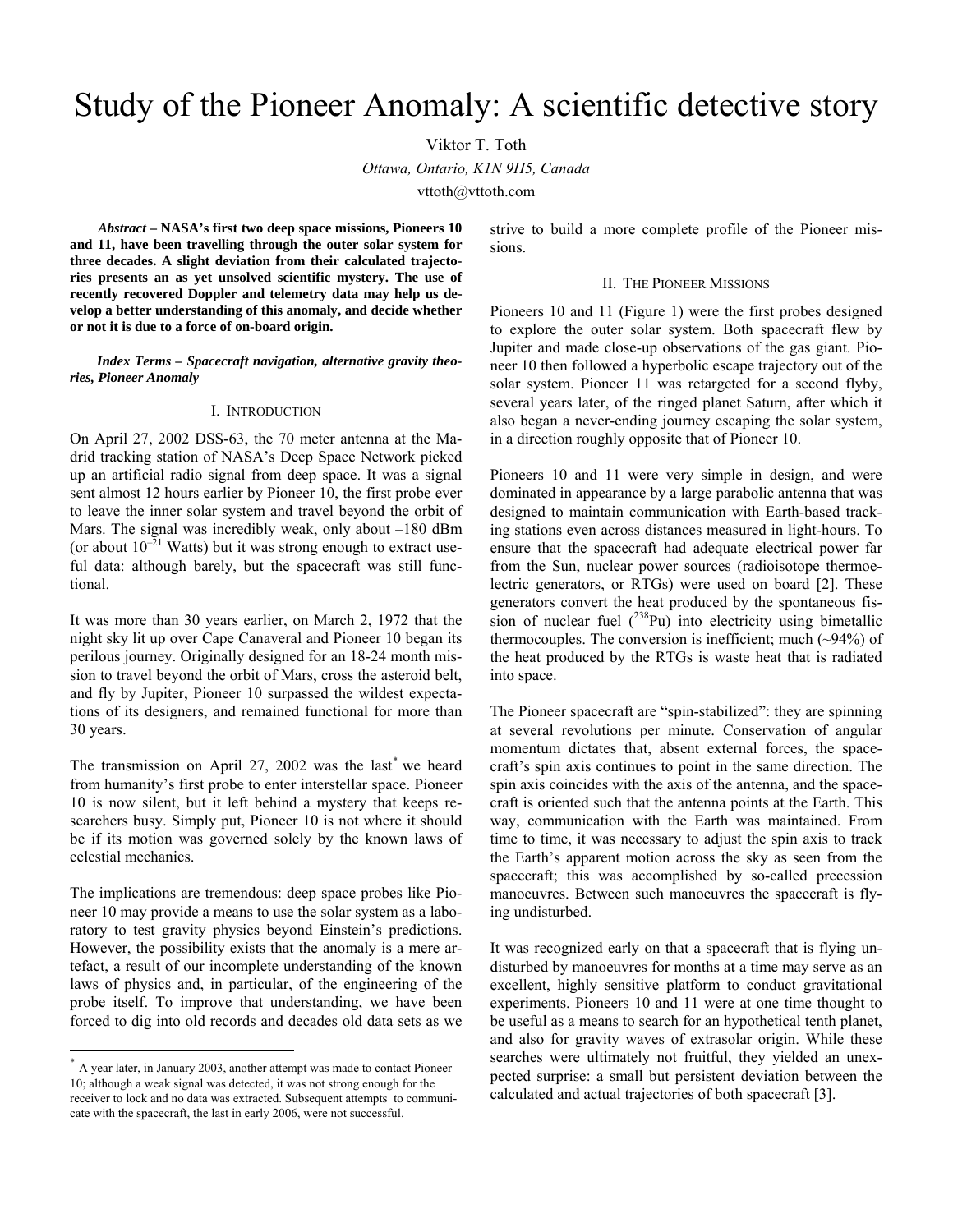# Study of the Pioneer Anomaly: A scientific detective story

Viktor T. Toth

*Ottawa, Ontario, K1N 9H5, Canada*

vttoth@vttoth.com

***Abstract*** **– NASA's first two deep space missions, Pioneers 10 and 11, have been travelling through the outer solar system for three decades. A slight deviation from their calculated trajectories presents an as yet unsolved scientific mystery. The use of recently recovered Doppler and telemetry data may help us develop a better understanding of this anomaly, and decide whether or not it is due to a force of on-board origin.**

***Index Terms – Spacecraft navigation, alternative gravity theories, Pioneer Anomaly***

## I. Introduction

On April 27, 2002 DSS-63, the 70 meter antenna at the Madrid tracking station of NASA's Deep Space Network picked up an artificial radio signal from deep space. It was a signal sent almost 12 hours earlier by Pioneer 10, the first probe ever to leave the inner solar system and travel beyond the orbit of Mars. The signal was incredibly weak, only about –180 dBm (or about $10^{-21}$ Watts) but it was strong enough to extract useful data: although barely, but the spacecraft was still functional.

It was more than 30 years earlier, on March 2, 1972 that the night sky lit up over Cape Canaveral and Pioneer 10 began its perilous journey. Originally designed for an 18-24 month mission to travel beyond the orbit of Mars, cross the asteroid belt, and fly by Jupiter, Pioneer 10 surpassed the wildest expectations of its designers, and remained functional for more than 30 years.

The transmission on April 27, 2002 was the last* we heard from humanity's first probe to enter interstellar space. Pioneer 10 is now silent, but it left behind a mystery that keeps researchers busy. Simply put, Pioneer 10 is not where it should be if its motion was governed solely by the known laws of celestial mechanics.

The implications are tremendous: deep space probes like Pioneer 10 may provide a means to use the solar system as a laboratory to test gravity physics beyond Einstein's predictions. However, the possibility exists that the anomaly is a mere artefact, a result of our incomplete understanding of the known laws of physics and, in particular, of the engineering of the probe itself. To improve that understanding, we have been forced to dig into old records and decades old data sets as we strive to build a more complete profile of the Pioneer missions.

## II. The Pioneer Missions

Pioneers 10 and 11 (Figure 1) were the first probes designed to explore the outer solar system. Both spacecraft flew by Jupiter and made close-up observations of the gas giant. Pioneer 10 then followed a hyperbolic escape trajectory out of the solar system. Pioneer 11 was retargeted for a second flyby, several years later, of the ringed planet Saturn, after which it also began a never-ending journey escaping the solar system, in a direction roughly opposite that of Pioneer 10.

Pioneers 10 and 11 were very simple in design, and were dominated in appearance by a large parabolic antenna that was designed to maintain communication with Earth-based tracking stations even across distances measured in light-hours. To ensure that the spacecraft had adequate electrical power far from the Sun, nuclear power sources (radioisotope thermoelectric generators, or RTGs) were used on board [2]. These generators convert the heat produced by the spontaneous fission of nuclear fuel ($^{238}$Pu) into electricity using bimetallic thermocouples. The conversion is inefficient; much (~94%) of the heat produced by the RTGs is waste heat that is radiated into space.

The Pioneer spacecraft are "spin-stabilized": they are spinning at several revolutions per minute. Conservation of angular momentum dictates that, absent external forces, the spacecraft's spin axis continues to point in the same direction. The spin axis coincides with the axis of the antenna, and the spacecraft is oriented such that the antenna points at the Earth. This way, communication with the Earth was maintained. From time to time, it was necessary to adjust the spin axis to track the Earth's apparent motion across the sky as seen from the spacecraft; this was accomplished by so-called precession manoeuvres. Between such manoeuvres the spacecraft is flying undisturbed.

It was recognized early on that a spacecraft that is flying undisturbed by manoeuvres for months at a time may serve as an excellent, highly sensitive platform to conduct gravitational experiments. Pioneers 10 and 11 were at one time thought to be useful as a means to search for an hypothetical tenth planet, and also for gravity waves of extrasolar origin. While these searches were ultimately not fruitful, they yielded an unexpected surprise: a small but persistent deviation between the calculated and actual trajectories of both spacecraft [3].

---

* A year later, in January 2003, another attempt was made to contact Pioneer 10; although a weak signal was detected, it was not strong enough for the receiver to lock and no data was extracted. Subsequent attempts to communicate with the spacecraft, the last in early 2006, were not successful.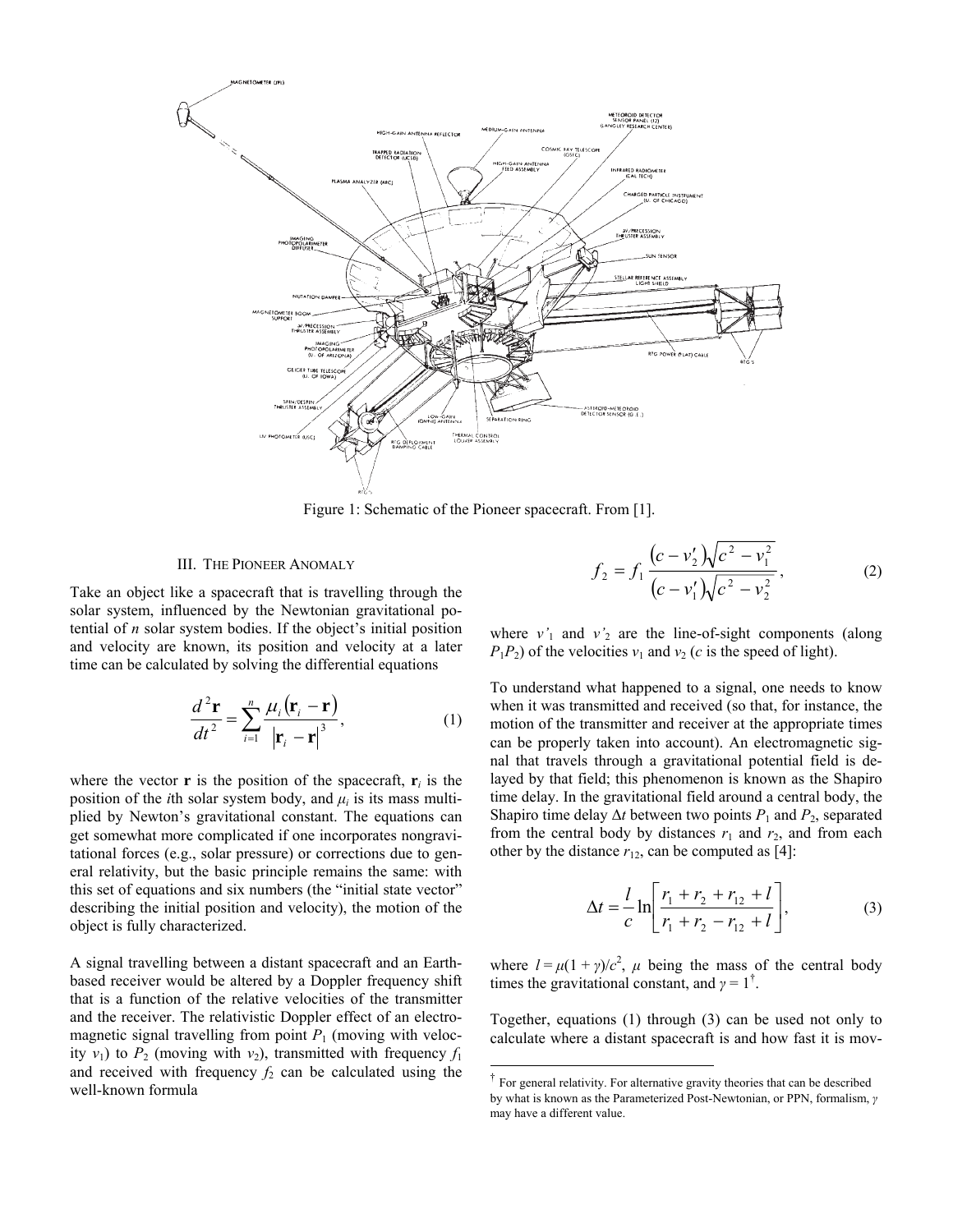Figure 1: Schematic of the Pioneer spacecraft. From [1].

## III. The Pioneer Anomaly

Take an object like a spacecraft that is travelling through the solar system, influenced by the Newtonian gravitational potential of $n$ solar system bodies. If the object's initial position and velocity are known, its position and velocity at a later time can be calculated by solving the differential equations

$$\frac{d^2\mathbf{r}}{dt^2} = \sum_{i=1}^{n} \frac{\mu_i(\mathbf{r}_i - \mathbf{r})}{|\mathbf{r}_i - \mathbf{r}|^3}, \tag{1}$$

where the vector $\mathbf{r}$ is the position of the spacecraft, $\mathbf{r}_i$ is the position of the $i$th solar system body, and $\mu_i$ is its mass multiplied by Newton's gravitational constant. The equations can get somewhat more complicated if one incorporates nongravitational forces (e.g., solar pressure) or corrections due to general relativity, but the basic principle remains the same: with this set of equations and six numbers (the "initial state vector" describing the initial position and velocity), the motion of the object is fully characterized.

A signal travelling between a distant spacecraft and an Earth-based receiver would be altered by a Doppler frequency shift that is a function of the relative velocities of the transmitter and the receiver. The relativistic Doppler effect of an electromagnetic signal travelling from point $P_1$ (moving with velocity $v_1$) to $P_2$ (moving with $v_2$), transmitted with frequency $f_1$ and received with frequency $f_2$ can be calculated using the well-known formula

$$f_2 = f_1 \frac{(c - v'_2)\sqrt{c^2 - v_1^2}}{(c - v'_1)\sqrt{c^2 - v_2^2}}, \tag{2}$$

where $v'_1$ and $v'_2$ are the line-of-sight components (along $P_1P_2$) of the velocities $v_1$ and $v_2$ ($c$ is the speed of light).

To understand what happened to a signal, one needs to know when it was transmitted and received (so that, for instance, the motion of the transmitter and receiver at the appropriate times can be properly taken into account). An electromagnetic signal that travels through a gravitational potential field is delayed by that field; this phenomenon is known as the Shapiro time delay. In the gravitational field around a central body, the Shapiro time delay $\Delta t$ between two points $P_1$ and $P_2$, separated from the central body by distances $r_1$ and $r_2$, and from each other by the distance $r_{12}$, can be computed as [4]:

$$\Delta t = \frac{l}{c} \ln\left[\frac{r_1 + r_2 + r_{12} + l}{r_1 + r_2 - r_{12} + l}\right], \tag{3}$$

where $l = \mu(1 + \gamma)/c^2$, $\mu$ being the mass of the central body times the gravitational constant, and $\gamma = 1$[†].

Together, equations (1) through (3) can be used not only to calculate where a distant spacecraft is and how fast it is mov-

[†] For general relativity. For alternative gravity theories that can be described by what is known as the Parameterized Post-Newtonian, or PPN, formalism, $\gamma$ may have a different value.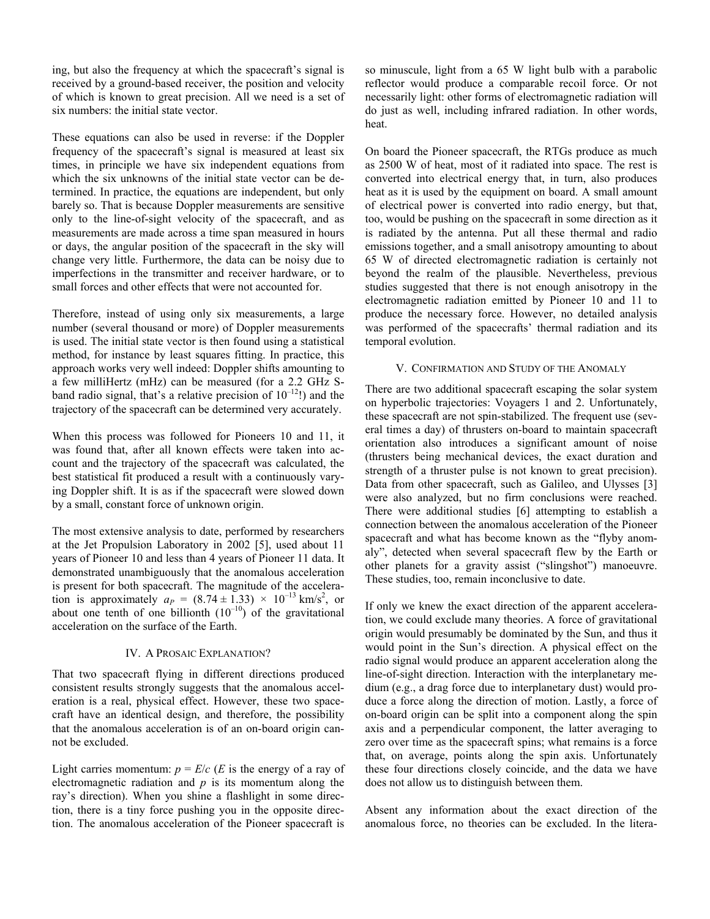ing, but also the frequency at which the spacecraft's signal is received by a ground-based receiver, the position and velocity of which is known to great precision. All we need is a set of six numbers: the initial state vector.

These equations can also be used in reverse: if the Doppler frequency of the spacecraft's signal is measured at least six times, in principle we have six independent equations from which the six unknowns of the initial state vector can be determined. In practice, the equations are independent, but only barely so. That is because Doppler measurements are sensitive only to the line-of-sight velocity of the spacecraft, and as measurements are made across a time span measured in hours or days, the angular position of the spacecraft in the sky will change very little. Furthermore, the data can be noisy due to imperfections in the transmitter and receiver hardware, or to small forces and other effects that were not accounted for.

Therefore, instead of using only six measurements, a large number (several thousand or more) of Doppler measurements is used. The initial state vector is then found using a statistical method, for instance by least squares fitting. In practice, this approach works very well indeed: Doppler shifts amounting to a few milliHertz (mHz) can be measured (for a 2.2 GHz S-band radio signal, that's a relative precision of $10^{-12}$!) and the trajectory of the spacecraft can be determined very accurately.

When this process was followed for Pioneers 10 and 11, it was found that, after all known effects were taken into account and the trajectory of the spacecraft was calculated, the best statistical fit produced a result with a continuously varying Doppler shift. It is as if the spacecraft were slowed down by a small, constant force of unknown origin.

The most extensive analysis to date, performed by researchers at the Jet Propulsion Laboratory in 2002 [5], used about 11 years of Pioneer 10 and less than 4 years of Pioneer 11 data. It demonstrated unambiguously that the anomalous acceleration is present for both spacecraft. The magnitude of the acceleration is approximately $a_P = (8.74 \pm 1.33) \times 10^{-13}\ \mathrm{km/s^2}$, or about one tenth of one billionth ($10^{-10}$) of the gravitational acceleration on the surface of the Earth.

## IV. A Prosaic Explanation?

That two spacecraft flying in different directions produced consistent results strongly suggests that the anomalous acceleration is a real, physical effect. However, these two spacecraft have an identical design, and therefore, the possibility that the anomalous acceleration is of an on-board origin cannot be excluded.

Light carries momentum: $p = E/c$ ($E$ is the energy of a ray of electromagnetic radiation and $p$ is its momentum along the ray's direction). When you shine a flashlight in some direction, there is a tiny force pushing you in the opposite direction. The anomalous acceleration of the Pioneer spacecraft is so minuscule, light from a 65 W light bulb with a parabolic reflector would produce a comparable recoil force. Or not necessarily light: other forms of electromagnetic radiation will do just as well, including infrared radiation. In other words, heat.

On board the Pioneer spacecraft, the RTGs produce as much as 2500 W of heat, most of it radiated into space. The rest is converted into electrical energy that, in turn, also produces heat as it is used by the equipment on board. A small amount of electrical power is converted into radio energy, but that, too, would be pushing on the spacecraft in some direction as it is radiated by the antenna. Put all these thermal and radio emissions together, and a small anisotropy amounting to about 65 W of directed electromagnetic radiation is certainly not beyond the realm of the plausible. Nevertheless, previous studies suggested that there is not enough anisotropy in the electromagnetic radiation emitted by Pioneer 10 and 11 to produce the necessary force. However, no detailed analysis was performed of the spacecrafts' thermal radiation and its temporal evolution.

## V. Confirmation and Study of the Anomaly

There are two additional spacecraft escaping the solar system on hyperbolic trajectories: Voyagers 1 and 2. Unfortunately, these spacecraft are not spin-stabilized. The frequent use (several times a day) of thrusters on-board to maintain spacecraft orientation also introduces a significant amount of noise (thrusters being mechanical devices, the exact duration and strength of a thruster pulse is not known to great precision). Data from other spacecraft, such as Galileo, and Ulysses [3] were also analyzed, but no firm conclusions were reached. There were additional studies [6] attempting to establish a connection between the anomalous acceleration of the Pioneer spacecraft and what has become known as the "flyby anomaly", detected when several spacecraft flew by the Earth or other planets for a gravity assist ("slingshot") manoeuvre. These studies, too, remain inconclusive to date.

If only we knew the exact direction of the apparent acceleration, we could exclude many theories. A force of gravitational origin would presumably be dominated by the Sun, and thus it would point in the Sun's direction. A physical effect on the radio signal would produce an apparent acceleration along the line-of-sight direction. Interaction with the interplanetary medium (e.g., a drag force due to interplanetary dust) would produce a force along the direction of motion. Lastly, a force of on-board origin can be split into a component along the spin axis and a perpendicular component, the latter averaging to zero over time as the spacecraft spins; what remains is a force that, on average, points along the spin axis. Unfortunately these four directions closely coincide, and the data we have does not allow us to distinguish between them.

Absent any information about the exact direction of the anomalous force, no theories can be excluded. In the litera-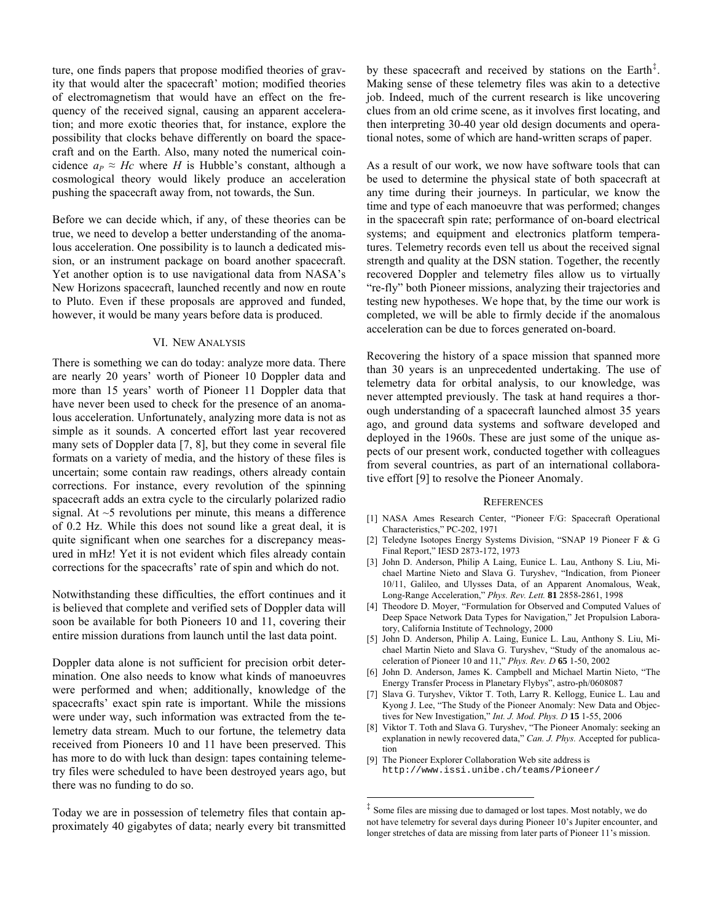ture, one finds papers that propose modified theories of gravity that would alter the spacecraft' motion; modified theories of electromagnetism that would have an effect on the frequency of the received signal, causing an apparent acceleration; and more exotic theories that, for instance, explore the possibility that clocks behave differently on board the spacecraft and on the Earth. Also, many noted the numerical coincidence $a_P \approx Hc$ where $H$ is Hubble's constant, although a cosmological theory would likely produce an acceleration pushing the spacecraft away from, not towards, the Sun.

Before we can decide which, if any, of these theories can be true, we need to develop a better understanding of the anomalous acceleration. One possibility is to launch a dedicated mission, or an instrument package on board another spacecraft. Yet another option is to use navigational data from NASA's New Horizons spacecraft, launched recently and now en route to Pluto. Even if these proposals are approved and funded, however, it would be many years before data is produced.

## VI. New Analysis

There is something we can do today: analyze more data. There are nearly 20 years' worth of Pioneer 10 Doppler data and more than 15 years' worth of Pioneer 11 Doppler data that have never been used to check for the presence of an anomalous acceleration. Unfortunately, analyzing more data is not as simple as it sounds. A concerted effort last year recovered many sets of Doppler data [7, 8], but they come in several file formats on a variety of media, and the history of these files is uncertain; some contain raw readings, others already contain corrections. For instance, every revolution of the spinning spacecraft adds an extra cycle to the circularly polarized radio signal. At ~5 revolutions per minute, this means a difference of 0.2 Hz. While this does not sound like a great deal, it is quite significant when one searches for a discrepancy measured in mHz! Yet it is not evident which files already contain corrections for the spacecrafts' rate of spin and which do not.

Notwithstanding these difficulties, the effort continues and it is believed that complete and verified sets of Doppler data will soon be available for both Pioneers 10 and 11, covering their entire mission durations from launch until the last data point.

Doppler data alone is not sufficient for precision orbit determination. One also needs to know what kinds of manoeuvres were performed and when; additionally, knowledge of the spacecrafts' exact spin rate is important. While the missions were under way, such information was extracted from the telemetry data stream. Much to our fortune, the telemetry data received from Pioneers 10 and 11 have been preserved. This has more to do with luck than design: tapes containing telemetry files were scheduled to have been destroyed years ago, but there was no funding to do so.

Today we are in possession of telemetry files that contain approximately 40 gigabytes of data; nearly every bit transmitted by these spacecraft and received by stations on the Earth[‡]. Making sense of these telemetry files was akin to a detective job. Indeed, much of the current research is like uncovering clues from an old crime scene, as it involves first locating, and then interpreting 30-40 year old design documents and operational notes, some of which are hand-written scraps of paper.

As a result of our work, we now have software tools that can be used to determine the physical state of both spacecraft at any time during their journeys. In particular, we know the time and type of each manoeuvre that was performed; changes in the spacecraft spin rate; performance of on-board electrical systems; and equipment and electronics platform temperatures. Telemetry records even tell us about the received signal strength and quality at the DSN station. Together, the recently recovered Doppler and telemetry files allow us to virtually "re-fly" both Pioneer missions, analyzing their trajectories and testing new hypotheses. We hope that, by the time our work is completed, we will be able to firmly decide if the anomalous acceleration can be due to forces generated on-board.

Recovering the history of a space mission that spanned more than 30 years is an unprecedented undertaking. The use of telemetry data for orbital analysis, to our knowledge, was never attempted previously. The task at hand requires a thorough understanding of a spacecraft launched almost 35 years ago, and ground data systems and software developed and deployed in the 1960s. These are just some of the unique aspects of our present work, conducted together with colleagues from several countries, as part of an international collaborative effort [9] to resolve the Pioneer Anomaly.

## References

[1] NASA Ames Research Center, "Pioneer F/G: Spacecraft Operational Characteristics," PC-202, 1971

[2] Teledyne Isotopes Energy Systems Division, "SNAP 19 Pioneer F & G Final Report," IESD 2873-172, 1973

[3] John D. Anderson, Philip A Laing, Eunice L. Lau, Anthony S. Liu, Michael Martine Nieto and Slava G. Turyshev, "Indication, from Pioneer 10/11, Galileo, and Ulysses Data, of an Apparent Anomalous, Weak, Long-Range Acceleration," *Phys. Rev. Lett.* **81** 2858-2861, 1998

[4] Theodore D. Moyer, "Formulation for Observed and Computed Values of Deep Space Network Data Types for Navigation," Jet Propulsion Laboratory, California Institute of Technology, 2000

[5] John D. Anderson, Philip A. Laing, Eunice L. Lau, Anthony S. Liu, Michael Martin Nieto and Slava G. Turyshev, "Study of the anomalous acceleration of Pioneer 10 and 11," *Phys. Rev. D* **65** 1-50, 2002

[6] John D. Anderson, James K. Campbell and Michael Martin Nieto, "The Energy Transfer Process in Planetary Flybys", astro-ph/0608087

[7] Slava G. Turyshev, Viktor T. Toth, Larry R. Kellogg, Eunice L. Lau and Kyong J. Lee, "The Study of the Pioneer Anomaly: New Data and Objectives for New Investigation," *Int. J. Mod. Phys. D* **15** 1-55, 2006

[8] Viktor T. Toth and Slava G. Turyshev, "The Pioneer Anomaly: seeking an explanation in newly recovered data," *Can. J. Phys.* Accepted for publication

[9] The Pioneer Explorer Collaboration Web site address is `http://www.issi.unibe.ch/teams/Pioneer/`

---

[‡] Some files are missing due to damaged or lost tapes. Most notably, we do not have telemetry for several days during Pioneer 10's Jupiter encounter, and longer stretches of data are missing from later parts of Pioneer 11's mission.